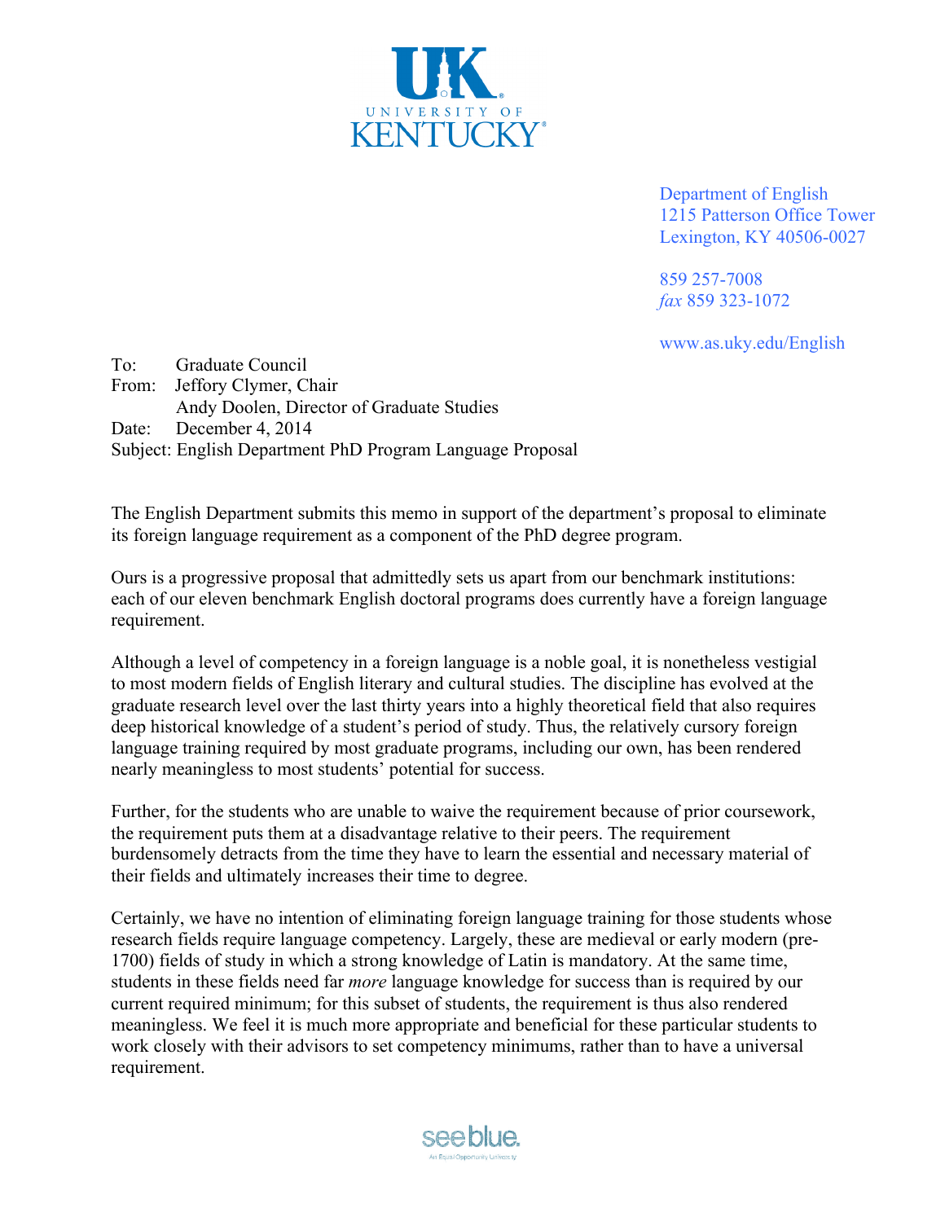UNIVERSITY OF KENTUCKY

Department of English
1215 Patterson Office Tower
Lexington, KY 40506-0027

859 257-7008
*fax* 859 323-1072

www.as.uky.edu/English

To: Graduate Council
From: Jeffory Clymer, Chair
Andy Doolen, Director of Graduate Studies
Date: December 4, 2014
Subject: English Department PhD Program Language Proposal

The English Department submits this memo in support of the department's proposal to eliminate its foreign language requirement as a component of the PhD degree program.

Ours is a progressive proposal that admittedly sets us apart from our benchmark institutions: each of our eleven benchmark English doctoral programs does currently have a foreign language requirement.

Although a level of competency in a foreign language is a noble goal, it is nonetheless vestigial to most modern fields of English literary and cultural studies. The discipline has evolved at the graduate research level over the last thirty years into a highly theoretical field that also requires deep historical knowledge of a student's period of study. Thus, the relatively cursory foreign language training required by most graduate programs, including our own, has been rendered nearly meaningless to most students' potential for success.

Further, for the students who are unable to waive the requirement because of prior coursework, the requirement puts them at a disadvantage relative to their peers. The requirement burdensomely detracts from the time they have to learn the essential and necessary material of their fields and ultimately increases their time to degree.

Certainly, we have no intention of eliminating foreign language training for those students whose research fields require language competency. Largely, these are medieval or early modern (pre-1700) fields of study in which a strong knowledge of Latin is mandatory. At the same time, students in these fields need far *more* language knowledge for success than is required by our current required minimum; for this subset of students, the requirement is thus also rendered meaningless. We feel it is much more appropriate and beneficial for these particular students to work closely with their advisors to set competency minimums, rather than to have a universal requirement.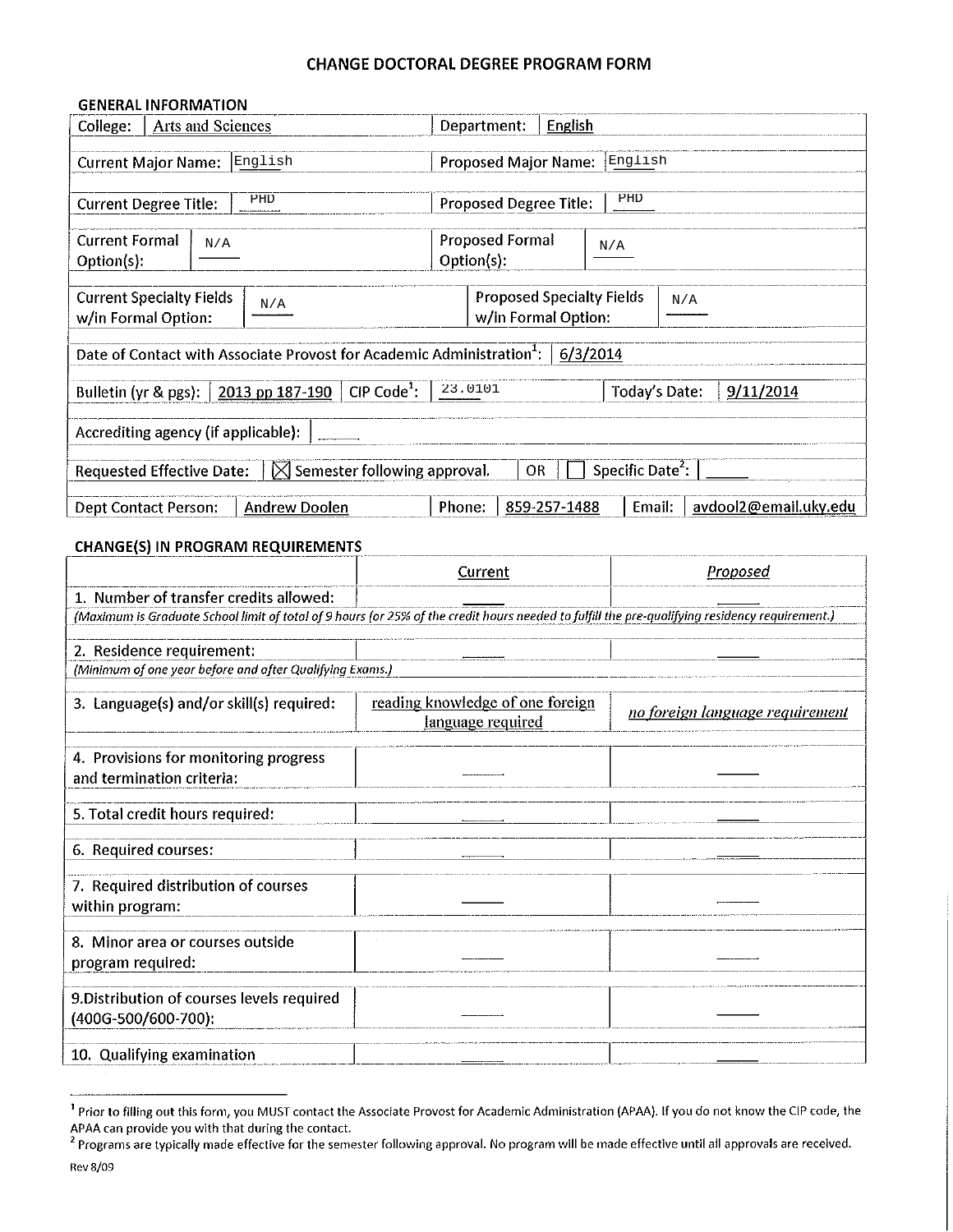# CHANGE DOCTORAL DEGREE PROGRAM FORM

## GENERAL INFORMATION

| | | | |
|---|---|---|---|
| College: | Arts and Sciences | Department: | English |
| Current Major Name: | English | Proposed Major Name: | English |
| Current Degree Title: | PHD | Proposed Degree Title: | PHD |
| Current Formal Option(s): | N/A | Proposed Formal Option(s): | N/A |
| Current Specialty Fields w/in Formal Option: | N/A | Proposed Specialty Fields w/in Formal Option: | N/A |

Date of Contact with Associate Provost for Academic Administration[1]: 6/3/2014

Bulletin (yr & pgs): 2013 pp 187-190 | CIP Code[1]: 23.0101 | Today's Date: 9/11/2014

Accrediting agency (if applicable): ____

Requested Effective Date: ☒ Semester following approval. OR ☐ Specific Date[2]: ____

Dept Contact Person: Andrew Doolen | Phone: 859-257-1488 | Email: avdool2@email.uky.edu

## CHANGE(S) IN PROGRAM REQUIREMENTS

| | Current | Proposed |
|---|---|---|
| 1. Number of transfer credits allowed: | ___ | ___ |
| *(Maximum is Graduate School limit of total of 9 hours (or 25% of the credit hours needed to fulfill the pre-qualifying residency requirement.)* | | |
| 2. Residence requirement: | ___ | ___ |
| *(Minimum of one year before and after Qualifying Exams.)* | | |
| 3. Language(s) and/or skill(s) required: | reading knowledge of one foreign language required | *no foreign language requirement* |
| 4. Provisions for monitoring progress and termination criteria: | ___ | ___ |
| 5. Total credit hours required: | ___ | ___ |
| 6. Required courses: | ___ | ___ |
| 7. Required distribution of courses within program: | ___ | ___ |
| 8. Minor area or courses outside program required: | ___ | ___ |
| 9.Distribution of courses levels required (400G-500/600-700): | ___ | ___ |
| 10. Qualifying examination | ___ | ___ |

---

[1] Prior to filling out this form, you MUST contact the Associate Provost for Academic Administration (APAA). If you do not know the CIP code, the APAA can provide you with that during the contact.

[2] Programs are typically made effective for the semester following approval. No program will be made effective until all approvals are received.

Rev 8/09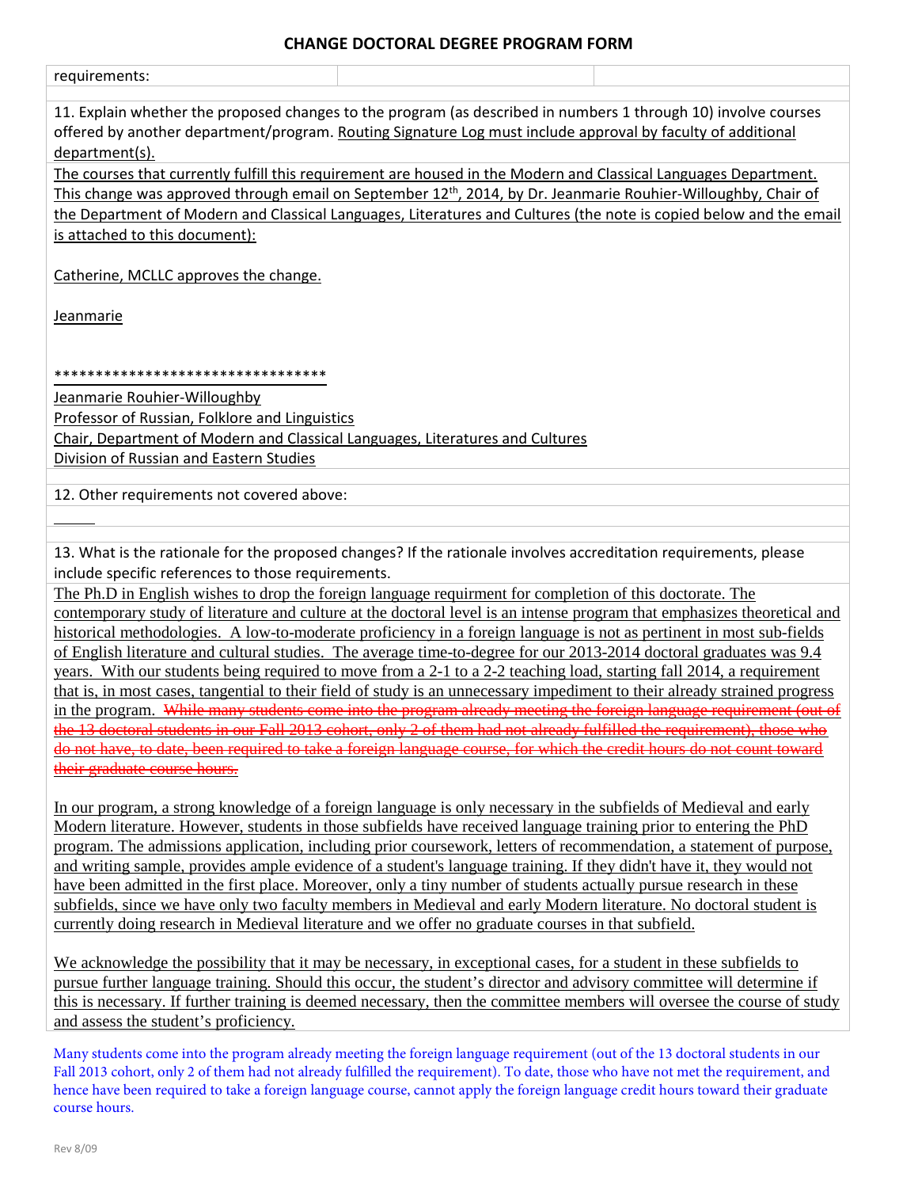## CHANGE DOCTORAL DEGREE PROGRAM FORM

| requirements: | | |
|---|---|---|

11. Explain whether the proposed changes to the program (as described in numbers 1 through 10) involve courses offered by another department/program. Routing Signature Log must include approval by faculty of additional department(s).

The courses that currently fulfill this requirement are housed in the Modern and Classical Languages Department. This change was approved through email on September 12th, 2014, by Dr. Jeanmarie Rouhier-Willoughby, Chair of the Department of Modern and Classical Languages, Literatures and Cultures (the note is copied below and the email is attached to this document):

Catherine, MCLLC approves the change.

Jeanmarie

*********************************

Jeanmarie Rouhier-Willoughby
Professor of Russian, Folklore and Linguistics
Chair, Department of Modern and Classical Languages, Literatures and Cultures
Division of Russian and Eastern Studies

12. Other requirements not covered above:

13. What is the rationale for the proposed changes? If the rationale involves accreditation requirements, please include specific references to those requirements.

The Ph.D in English wishes to drop the foreign language requirment for completion of this doctorate. The contemporary study of literature and culture at the doctoral level is an intense program that emphasizes theoretical and historical methodologies. A low-to-moderate proficiency in a foreign language is not as pertinent in most sub-fields of English literature and cultural studies. The average time-to-degree for our 2013-2014 doctoral graduates was 9.4 years. With our students being required to move from a 2-1 to a 2-2 teaching load, starting fall 2014, a requirement that is, in most cases, tangential to their field of study is an unnecessary impediment to their already strained progress in the program. ~~While many students come into the program already meeting the foreign language requirement (out of the 13 doctoral students in our Fall 2013 cohort, only 2 of them had not already fulfilled the requirement), those who do not have, to date, been required to take a foreign language course, for which the credit hours do not count toward their graduate course hours.~~

In our program, a strong knowledge of a foreign language is only necessary in the subfields of Medieval and early Modern literature. However, students in those subfields have received language training prior to entering the PhD program. The admissions application, including prior coursework, letters of recommendation, a statement of purpose, and writing sample, provides ample evidence of a student's language training. If they didn't have it, they would not have been admitted in the first place. Moreover, only a tiny number of students actually pursue research in these subfields, since we have only two faculty members in Medieval and early Modern literature. No doctoral student is currently doing research in Medieval literature and we offer no graduate courses in that subfield.

We acknowledge the possibility that it may be necessary, in exceptional cases, for a student in these subfields to pursue further language training. Should this occur, the student's director and advisory committee will determine if this is necessary. If further training is deemed necessary, then the committee members will oversee the course of study and assess the student's proficiency.

Many students come into the program already meeting the foreign language requirement (out of the 13 doctoral students in our Fall 2013 cohort, only 2 of them had not already fulfilled the requirement). To date, those who have not met the requirement, and hence have been required to take a foreign language course, cannot apply the foreign language credit hours toward their graduate course hours.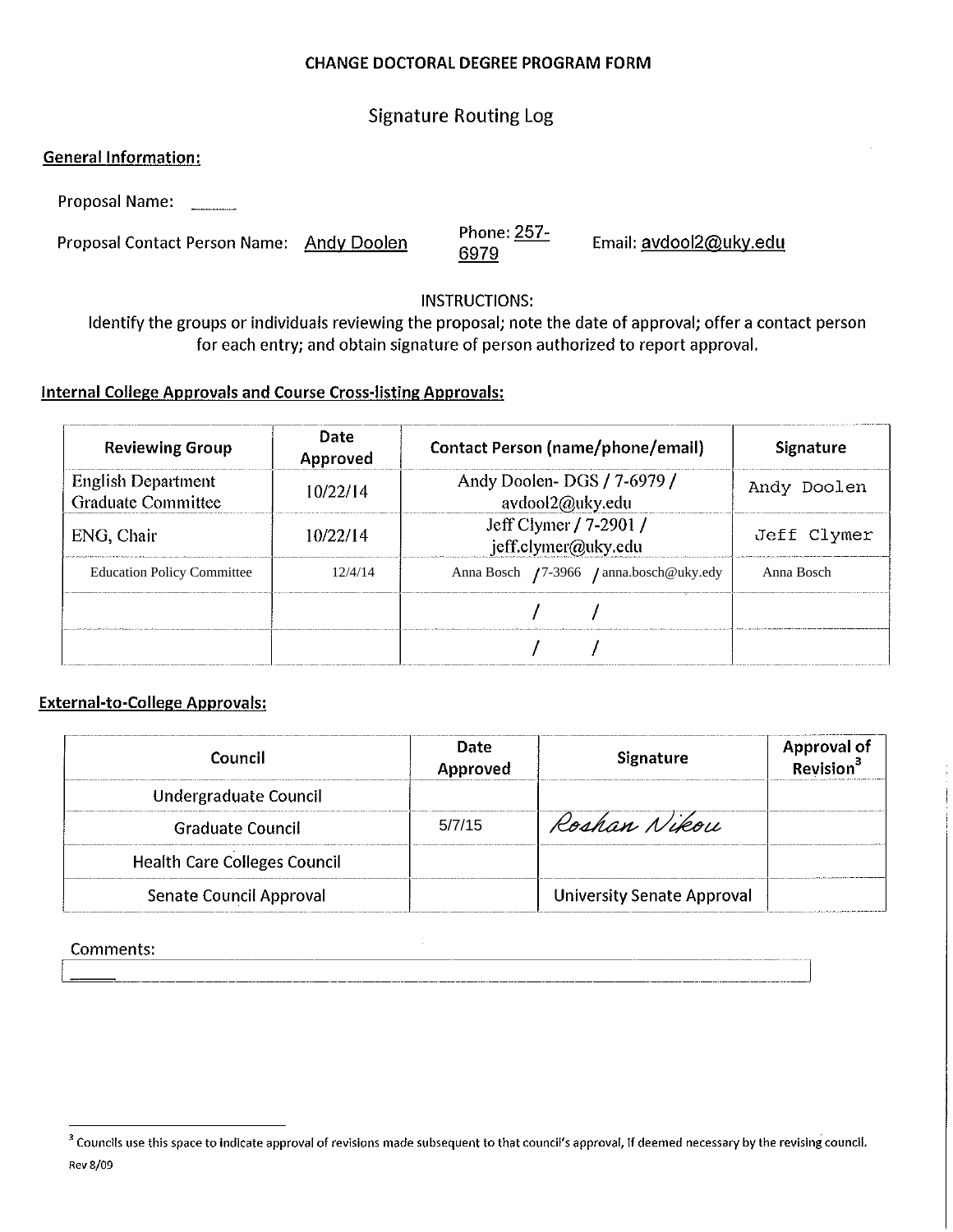**CHANGE DOCTORAL DEGREE PROGRAM FORM**

Signature Routing Log

**General Information:**

Proposal Name: \_\_\_\_\_\_

Proposal Contact Person Name: Andy Doolen Phone: 257-6979 Email: avdool2@uky.edu

INSTRUCTIONS:
Identify the groups or individuals reviewing the proposal; note the date of approval; offer a contact person for each entry; and obtain signature of person authorized to report approval.

**Internal College Approvals and Course Cross-listing Approvals:**

| Reviewing Group | Date Approved | Contact Person (name/phone/email) | Signature |
|---|---|---|---|
| English Department Graduate Committee | 10/22/14 | Andy Doolen- DGS / 7-6979 / avdool2@uky.edu | Andy Doolen |
| ENG, Chair | 10/22/14 | Jeff Clymer / 7-2901 / jeff.clymer@uky.edu | Jeff Clymer |
| Education Policy Committee | 12/4/14 | Anna Bosch / 7-3966 / anna.bosch@uky.edy | Anna Bosch |
| | | / / | |
| | | / / | |

**External-to-College Approvals:**

| Council | Date Approved | Signature | Approval of Revision[3] |
|---|---|---|---|
| Undergraduate Council | | | |
| Graduate Council | 5/7/15 | Roshan Nikou | |
| Health Care Colleges Council | | | |
| Senate Council Approval | | University Senate Approval | |

Comments:

[3] Councils use this space to indicate approval of revisions made subsequent to that council's approval, if deemed necessary by the revising council.

Rev 8/09